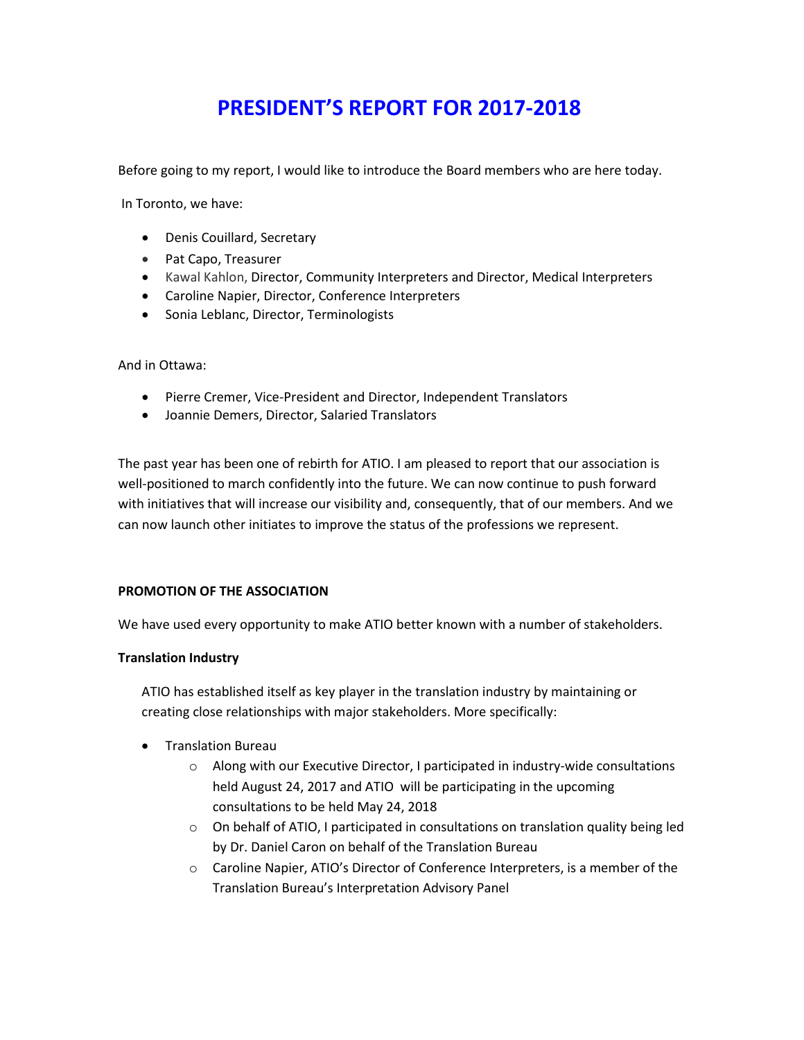# PRESIDENT'S REPORT FOR 2017-2018

Before going to my report, I would like to introduce the Board members who are here today.

In Toronto, we have:

- Denis Couillard, Secretary
- Pat Capo, Treasurer
- Kawal Kahlon, Director, Community Interpreters and Director, Medical Interpreters
- Caroline Napier, Director, Conference Interpreters
- Sonia Leblanc, Director, Terminologists

And in Ottawa:

- Pierre Cremer, Vice-President and Director, Independent Translators
- Joannie Demers, Director, Salaried Translators

The past year has been one of rebirth for ATIO. I am pleased to report that our association is well-positioned to march confidently into the future. We can now continue to push forward with initiatives that will increase our visibility and, consequently, that of our members. And we can now launch other initiates to improve the status of the professions we represent.

**PROMOTION OF THE ASSOCIATION**

We have used every opportunity to make ATIO better known with a number of stakeholders.

**Translation Industry**

ATIO has established itself as key player in the translation industry by maintaining or creating close relationships with major stakeholders. More specifically:

- Translation Bureau
  - Along with our Executive Director, I participated in industry-wide consultations held August 24, 2017 and ATIO will be participating in the upcoming consultations to be held May 24, 2018
  - On behalf of ATIO, I participated in consultations on translation quality being led by Dr. Daniel Caron on behalf of the Translation Bureau
  - Caroline Napier, ATIO's Director of Conference Interpreters, is a member of the Translation Bureau's Interpretation Advisory Panel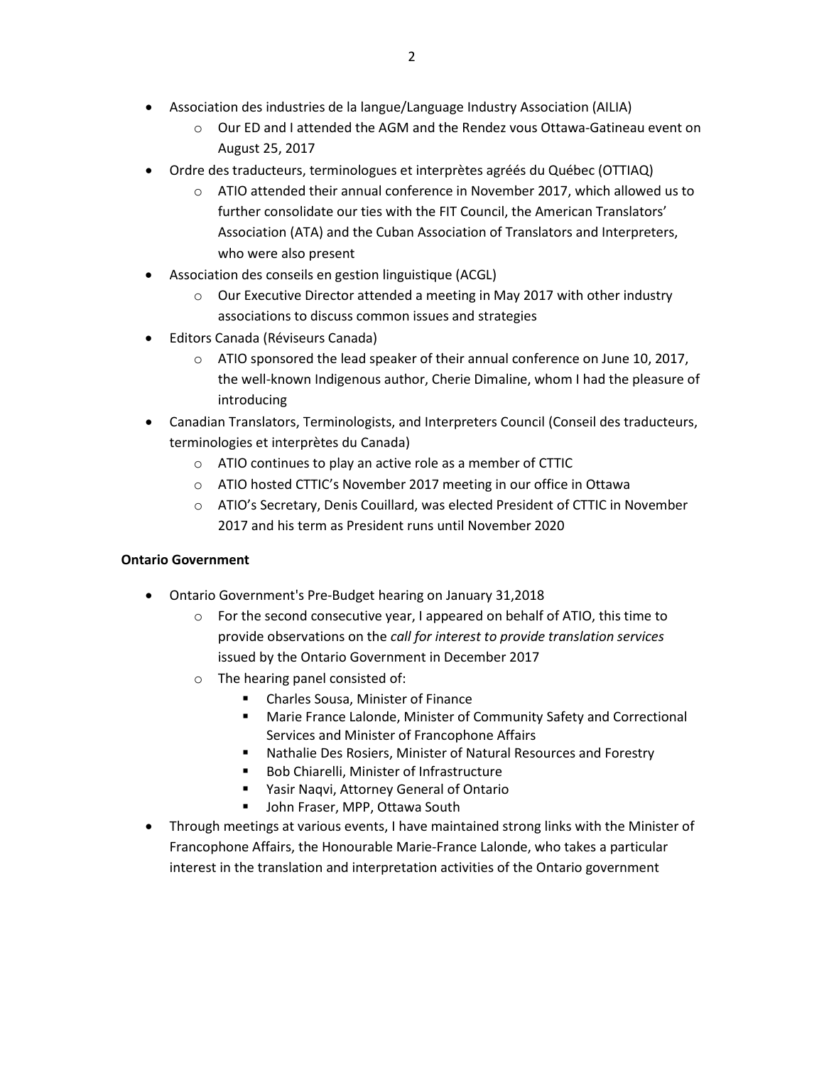- Association des industries de la langue/Language Industry Association (AILIA)
  - Our ED and I attended the AGM and the Rendez vous Ottawa-Gatineau event on August 25, 2017
- Ordre des traducteurs, terminologues et interprètes agréés du Québec (OTTIAQ)
  - ATIO attended their annual conference in November 2017, which allowed us to further consolidate our ties with the FIT Council, the American Translators' Association (ATA) and the Cuban Association of Translators and Interpreters, who were also present
- Association des conseils en gestion linguistique (ACGL)
  - Our Executive Director attended a meeting in May 2017 with other industry associations to discuss common issues and strategies
- Editors Canada (Réviseurs Canada)
  - ATIO sponsored the lead speaker of their annual conference on June 10, 2017, the well-known Indigenous author, Cherie Dimaline, whom I had the pleasure of introducing
- Canadian Translators, Terminologists, and Interpreters Council (Conseil des traducteurs, terminologies et interprètes du Canada)
  - ATIO continues to play an active role as a member of CTTIC
  - ATIO hosted CTTIC's November 2017 meeting in our office in Ottawa
  - ATIO's Secretary, Denis Couillard, was elected President of CTTIC in November 2017 and his term as President runs until November 2020

**Ontario Government**

- Ontario Government's Pre-Budget hearing on January 31,2018
  - For the second consecutive year, I appeared on behalf of ATIO, this time to provide observations on the *call for interest to provide translation services* issued by the Ontario Government in December 2017
  - The hearing panel consisted of:
    - Charles Sousa, Minister of Finance
    - Marie France Lalonde, Minister of Community Safety and Correctional Services and Minister of Francophone Affairs
    - Nathalie Des Rosiers, Minister of Natural Resources and Forestry
    - Bob Chiarelli, Minister of Infrastructure
    - Yasir Naqvi, Attorney General of Ontario
    - John Fraser, MPP, Ottawa South
- Through meetings at various events, I have maintained strong links with the Minister of Francophone Affairs, the Honourable Marie-France Lalonde, who takes a particular interest in the translation and interpretation activities of the Ontario government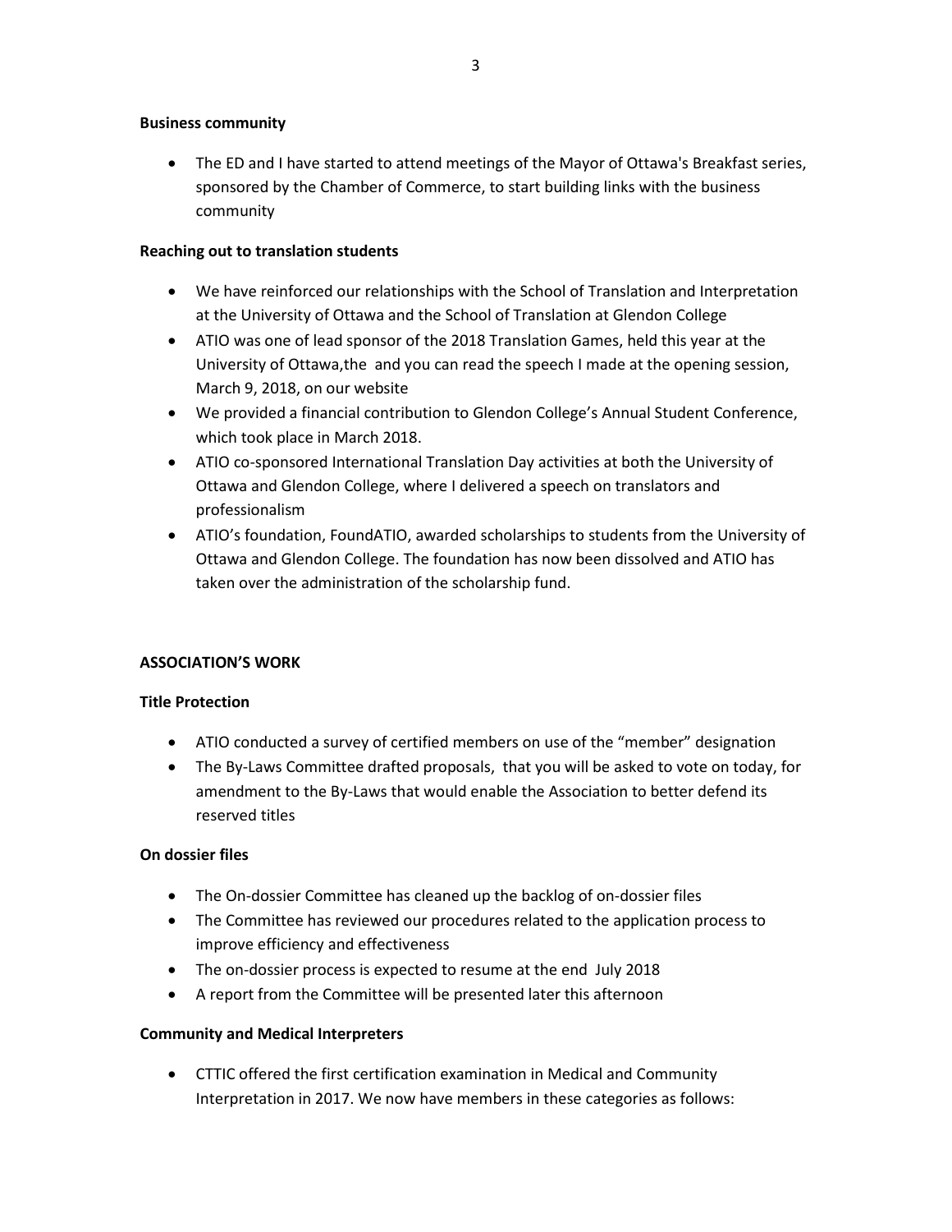**Business community**

- The ED and I have started to attend meetings of the Mayor of Ottawa's Breakfast series, sponsored by the Chamber of Commerce, to start building links with the business community

**Reaching out to translation students**

- We have reinforced our relationships with the School of Translation and Interpretation at the University of Ottawa and the School of Translation at Glendon College
- ATIO was one of lead sponsor of the 2018 Translation Games, held this year at the University of Ottawa,the and you can read the speech I made at the opening session, March 9, 2018, on our website
- We provided a financial contribution to Glendon College's Annual Student Conference, which took place in March 2018.
- ATIO co-sponsored International Translation Day activities at both the University of Ottawa and Glendon College, where I delivered a speech on translators and professionalism
- ATIO's foundation, FoundATIO, awarded scholarships to students from the University of Ottawa and Glendon College. The foundation has now been dissolved and ATIO has taken over the administration of the scholarship fund.

**ASSOCIATION'S WORK**

**Title Protection**

- ATIO conducted a survey of certified members on use of the "member" designation
- The By-Laws Committee drafted proposals, that you will be asked to vote on today, for amendment to the By-Laws that would enable the Association to better defend its reserved titles

**On dossier files**

- The On-dossier Committee has cleaned up the backlog of on-dossier files
- The Committee has reviewed our procedures related to the application process to improve efficiency and effectiveness
- The on-dossier process is expected to resume at the end July 2018
- A report from the Committee will be presented later this afternoon

**Community and Medical Interpreters**

- CTTIC offered the first certification examination in Medical and Community Interpretation in 2017. We now have members in these categories as follows: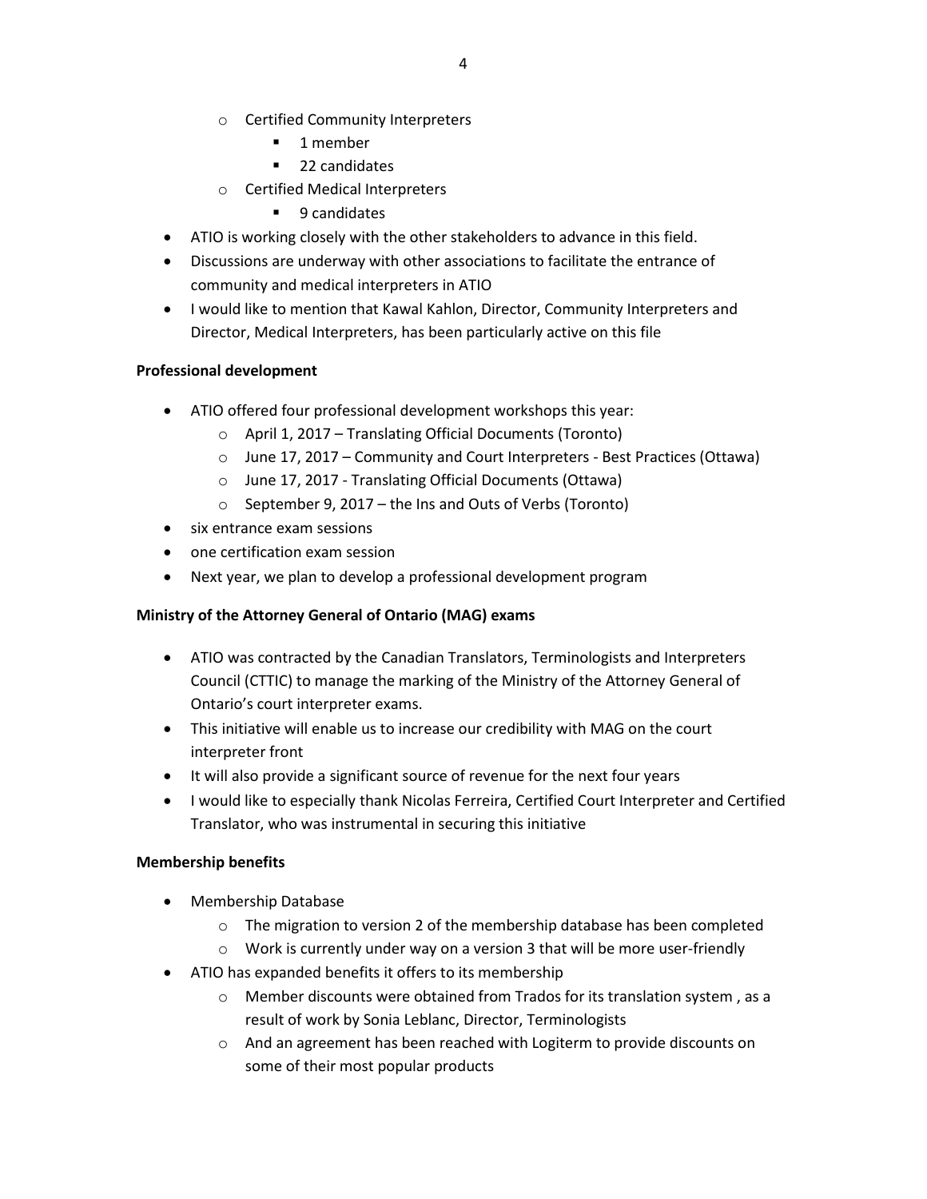- Certified Community Interpreters
    - 1 member
    - 22 candidates
- Certified Medical Interpreters
    - 9 candidates

- ATIO is working closely with the other stakeholders to advance in this field.
- Discussions are underway with other associations to facilitate the entrance of community and medical interpreters in ATIO
- I would like to mention that Kawal Kahlon, Director, Community Interpreters and Director, Medical Interpreters, has been particularly active on this file

**Professional development**

- ATIO offered four professional development workshops this year:
    - April 1, 2017 – Translating Official Documents (Toronto)
    - June 17, 2017 – Community and Court Interpreters - Best Practices (Ottawa)
    - June 17, 2017 - Translating Official Documents (Ottawa)
    - September 9, 2017 – the Ins and Outs of Verbs (Toronto)
- six entrance exam sessions
- one certification exam session
- Next year, we plan to develop a professional development program

**Ministry of the Attorney General of Ontario (MAG) exams**

- ATIO was contracted by the Canadian Translators, Terminologists and Interpreters Council (CTTIC) to manage the marking of the Ministry of the Attorney General of Ontario's court interpreter exams.
- This initiative will enable us to increase our credibility with MAG on the court interpreter front
- It will also provide a significant source of revenue for the next four years
- I would like to especially thank Nicolas Ferreira, Certified Court Interpreter and Certified Translator, who was instrumental in securing this initiative

**Membership benefits**

- Membership Database
    - The migration to version 2 of the membership database has been completed
    - Work is currently under way on a version 3 that will be more user-friendly
- ATIO has expanded benefits it offers to its membership
    - Member discounts were obtained from Trados for its translation system , as a result of work by Sonia Leblanc, Director, Terminologists
    - And an agreement has been reached with Logiterm to provide discounts on some of their most popular products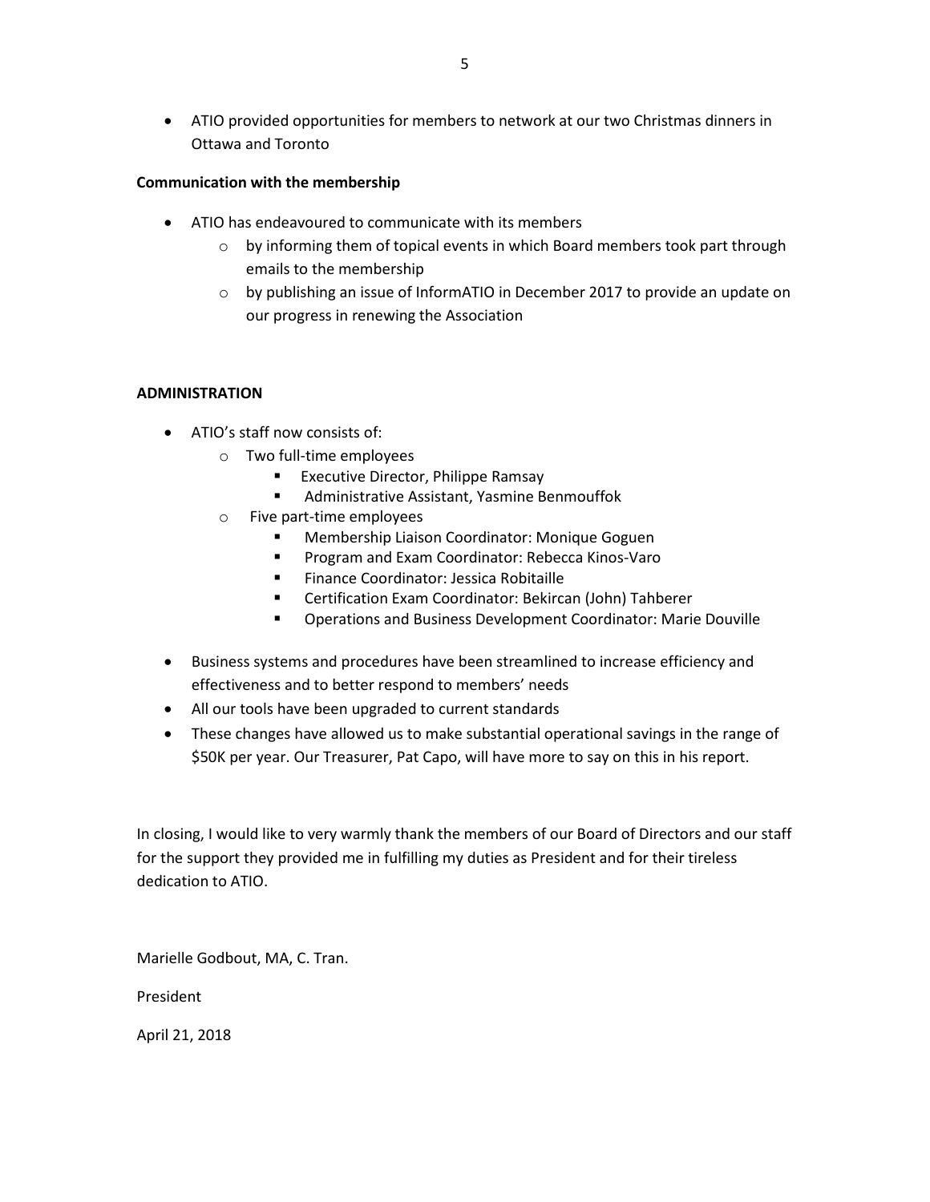- ATIO provided opportunities for members to network at our two Christmas dinners in Ottawa and Toronto

**Communication with the membership**

- ATIO has endeavoured to communicate with its members
  - by informing them of topical events in which Board members took part through emails to the membership
  - by publishing an issue of InformATIO in December 2017 to provide an update on our progress in renewing the Association

**ADMINISTRATION**

- ATIO's staff now consists of:
  - Two full-time employees
    - Executive Director, Philippe Ramsay
    - Administrative Assistant, Yasmine Benmouffok
  - Five part-time employees
    - Membership Liaison Coordinator: Monique Goguen
    - Program and Exam Coordinator: Rebecca Kinos-Varo
    - Finance Coordinator: Jessica Robitaille
    - Certification Exam Coordinator: Bekircan (John) Tahberer
    - Operations and Business Development Coordinator: Marie Douville
- Business systems and procedures have been streamlined to increase efficiency and effectiveness and to better respond to members' needs
- All our tools have been upgraded to current standards
- These changes have allowed us to make substantial operational savings in the range of $50K per year. Our Treasurer, Pat Capo, will have more to say on this in his report.

In closing, I would like to very warmly thank the members of our Board of Directors and our staff for the support they provided me in fulfilling my duties as President and for their tireless dedication to ATIO.

Marielle Godbout, MA, C. Tran.

President

April 21, 2018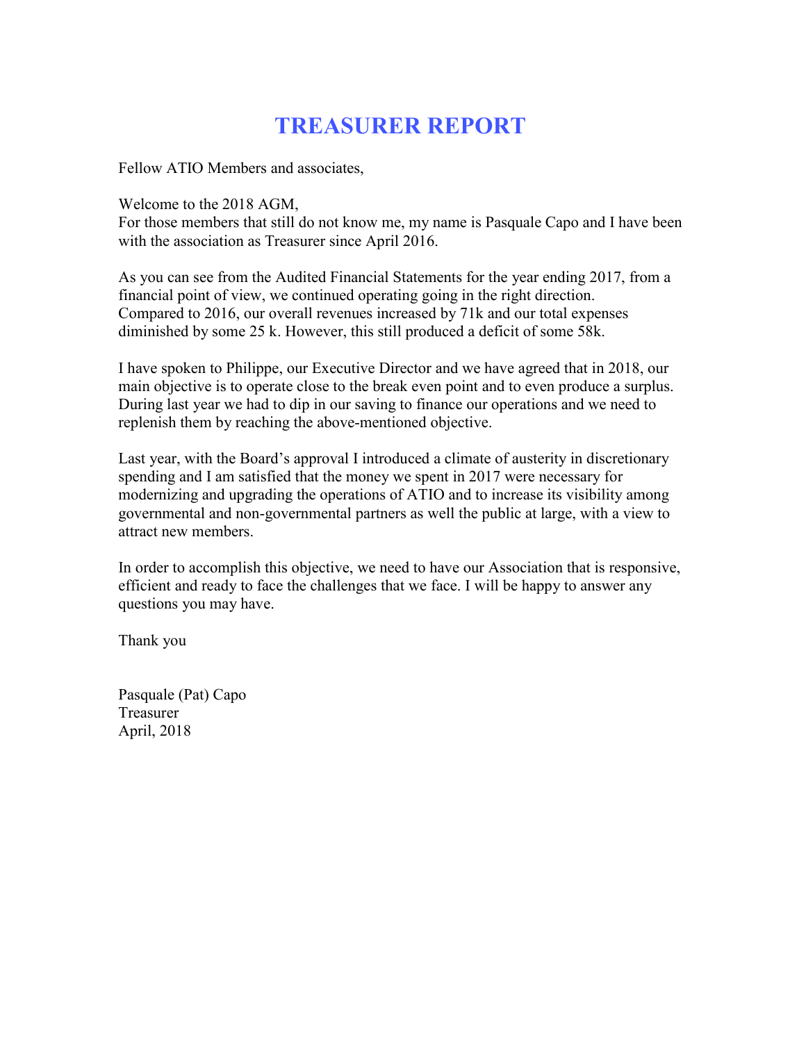# TREASURER REPORT

Fellow ATIO Members and associates,

Welcome to the 2018 AGM,
For those members that still do not know me, my name is Pasquale Capo and I have been with the association as Treasurer since April 2016.

As you can see from the Audited Financial Statements for the year ending 2017, from a financial point of view, we continued operating going in the right direction. Compared to 2016, our overall revenues increased by 71k and our total expenses diminished by some 25 k. However, this still produced a deficit of some 58k.

I have spoken to Philippe, our Executive Director and we have agreed that in 2018, our main objective is to operate close to the break even point and to even produce a surplus. During last year we had to dip in our saving to finance our operations and we need to replenish them by reaching the above-mentioned objective.

Last year, with the Board's approval I introduced a climate of austerity in discretionary spending and I am satisfied that the money we spent in 2017 were necessary for modernizing and upgrading the operations of ATIO and to increase its visibility among governmental and non-governmental partners as well the public at large, with a view to attract new members.

In order to accomplish this objective, we need to have our Association that is responsive, efficient and ready to face the challenges that we face. I will be happy to answer any questions you may have.

Thank you

Pasquale (Pat) Capo
Treasurer
April, 2018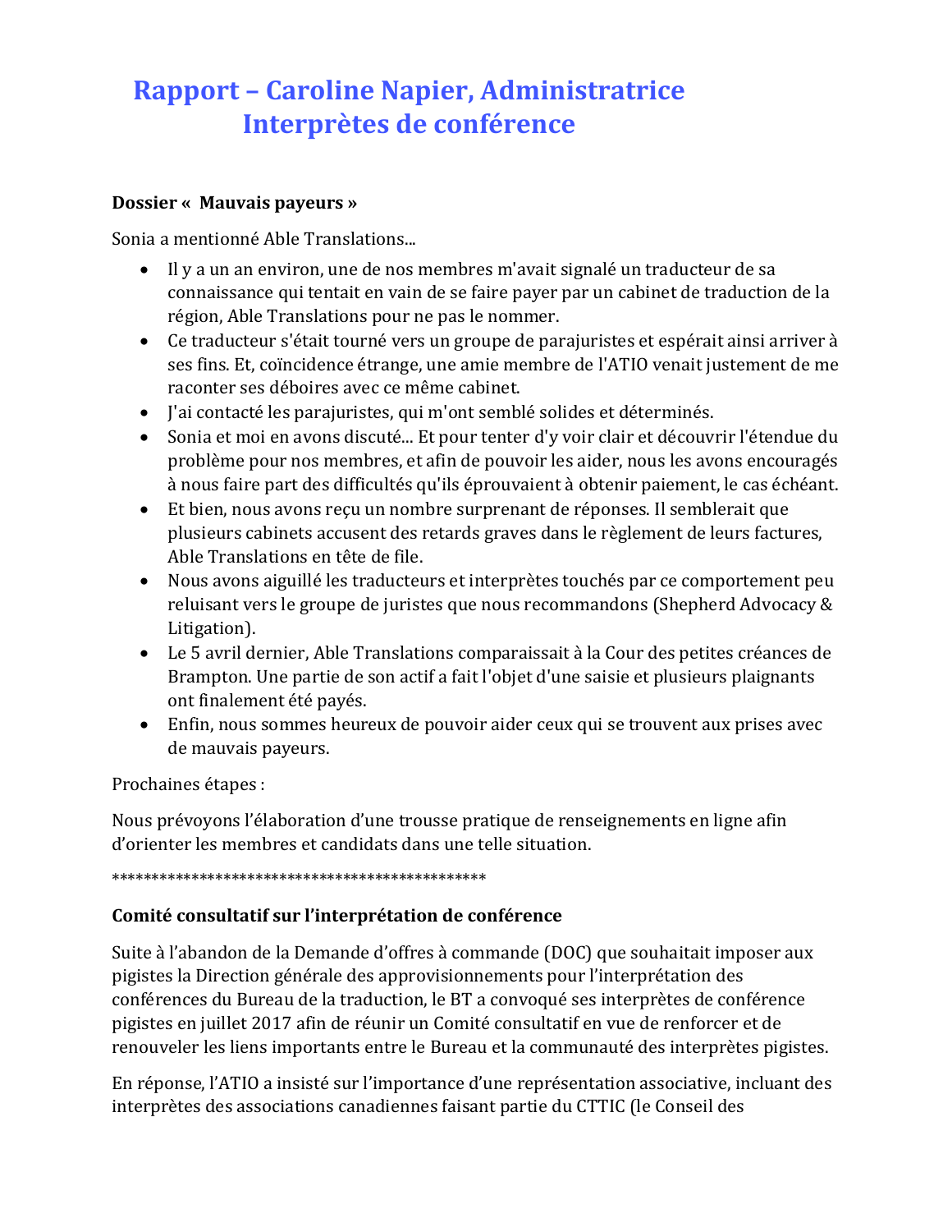# Rapport – Caroline Napier, Administratrice
## Interprètes de conférence

**Dossier «  Mauvais payeurs »**

Sonia a mentionné Able Translations...

- Il y a un an environ, une de nos membres m'avait signalé un traducteur de sa connaissance qui tentait en vain de se faire payer par un cabinet de traduction de la région, Able Translations pour ne pas le nommer.
- Ce traducteur s'était tourné vers un groupe de parajuristes et espérait ainsi arriver à ses fins. Et, coïncidence étrange, une amie membre de l'ATIO venait justement de me raconter ses déboires avec ce même cabinet.
- J'ai contacté les parajuristes, qui m'ont semblé solides et déterminés.
- Sonia et moi en avons discuté... Et pour tenter d'y voir clair et découvrir l'étendue du problème pour nos membres, et afin de pouvoir les aider, nous les avons encouragés à nous faire part des difficultés qu'ils éprouvaient à obtenir paiement, le cas échéant.
- Et bien, nous avons reçu un nombre surprenant de réponses. Il semblerait que plusieurs cabinets accusent des retards graves dans le règlement de leurs factures, Able Translations en tête de file.
- Nous avons aiguillé les traducteurs et interprètes touchés par ce comportement peu reluisant vers le groupe de juristes que nous recommandons (Shepherd Advocacy & Litigation).
- Le 5 avril dernier, Able Translations comparaissait à la Cour des petites créances de Brampton. Une partie de son actif a fait l'objet d'une saisie et plusieurs plaignants ont finalement été payés.
- Enfin, nous sommes heureux de pouvoir aider ceux qui se trouvent aux prises avec de mauvais payeurs.

Prochaines étapes :

Nous prévoyons l'élaboration d'une trousse pratique de renseignements en ligne afin d'orienter les membres et candidats dans une telle situation.

************************************************

**Comité consultatif sur l'interprétation de conférence**

Suite à l'abandon de la Demande d'offres à commande (DOC) que souhaitait imposer aux pigistes la Direction générale des approvisionnements pour l'interprétation des conférences du Bureau de la traduction, le BT a convoqué ses interprètes de conférence pigistes en juillet 2017 afin de réunir un Comité consultatif en vue de renforcer et de renouveler les liens importants entre le Bureau et la communauté des interprètes pigistes.

En réponse, l'ATIO a insisté sur l'importance d'une représentation associative, incluant des interprètes des associations canadiennes faisant partie du CTTIC (le Conseil des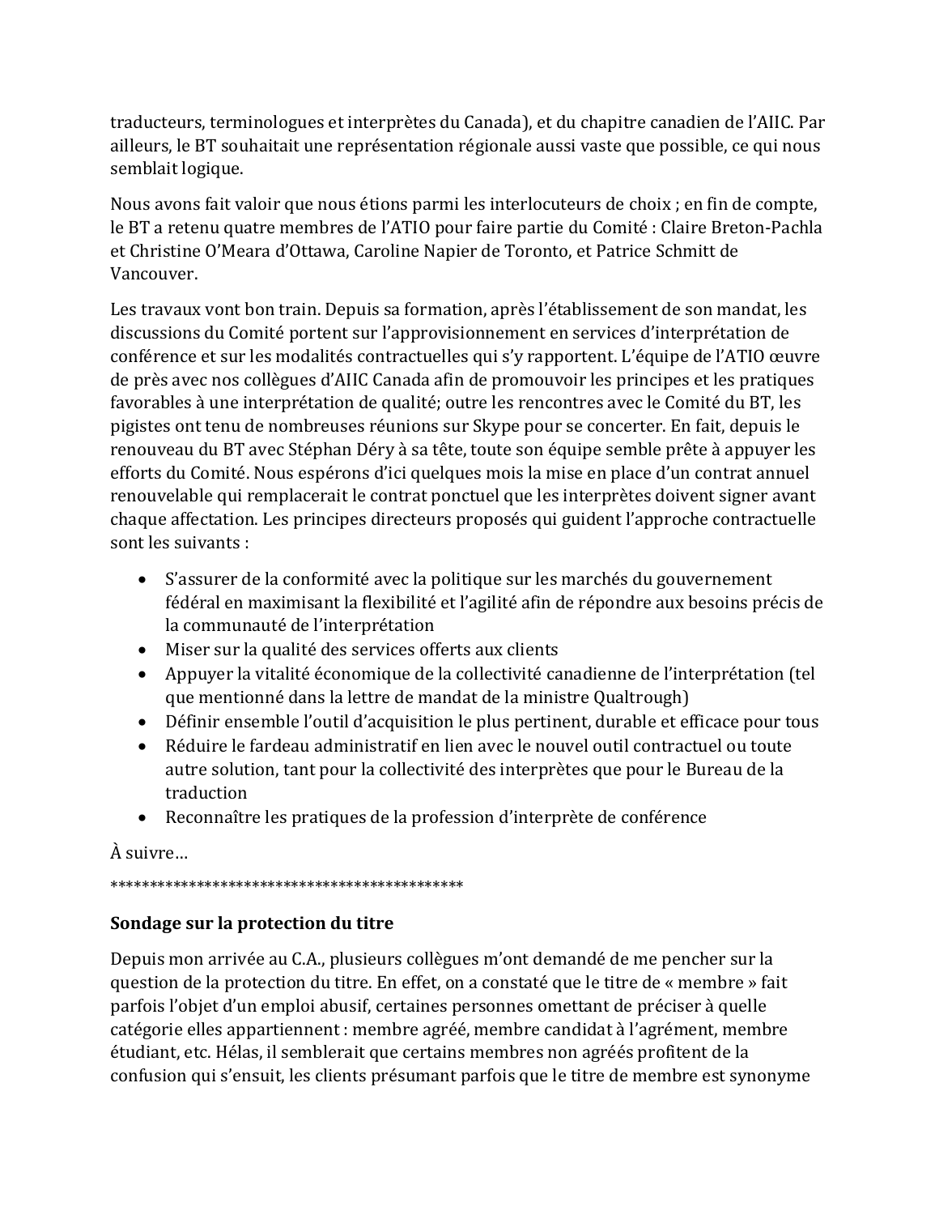traducteurs, terminologues et interprètes du Canada), et du chapitre canadien de l'AIIC. Par ailleurs, le BT souhaitait une représentation régionale aussi vaste que possible, ce qui nous semblait logique.

Nous avons fait valoir que nous étions parmi les interlocuteurs de choix ; en fin de compte, le BT a retenu quatre membres de l'ATIO pour faire partie du Comité : Claire Breton-Pachla et Christine O'Meara d'Ottawa, Caroline Napier de Toronto, et Patrice Schmitt de Vancouver.

Les travaux vont bon train. Depuis sa formation, après l'établissement de son mandat, les discussions du Comité portent sur l'approvisionnement en services d'interprétation de conférence et sur les modalités contractuelles qui s'y rapportent. L'équipe de l'ATIO œuvre de près avec nos collègues d'AIIC Canada afin de promouvoir les principes et les pratiques favorables à une interprétation de qualité; outre les rencontres avec le Comité du BT, les pigistes ont tenu de nombreuses réunions sur Skype pour se concerter. En fait, depuis le renouveau du BT avec Stéphan Déry à sa tête, toute son équipe semble prête à appuyer les efforts du Comité. Nous espérons d'ici quelques mois la mise en place d'un contrat annuel renouvelable qui remplacerait le contrat ponctuel que les interprètes doivent signer avant chaque affectation. Les principes directeurs proposés qui guident l'approche contractuelle sont les suivants :

- S'assurer de la conformité avec la politique sur les marchés du gouvernement fédéral en maximisant la flexibilité et l'agilité afin de répondre aux besoins précis de la communauté de l'interprétation
- Miser sur la qualité des services offerts aux clients
- Appuyer la vitalité économique de la collectivité canadienne de l'interprétation (tel que mentionné dans la lettre de mandat de la ministre Qualtrough)
- Définir ensemble l'outil d'acquisition le plus pertinent, durable et efficace pour tous
- Réduire le fardeau administratif en lien avec le nouvel outil contractuel ou toute autre solution, tant pour la collectivité des interprètes que pour le Bureau de la traduction
- Reconnaître les pratiques de la profession d'interprète de conférence

À suivre…

*********************************************

**Sondage sur la protection du titre**

Depuis mon arrivée au C.A., plusieurs collègues m'ont demandé de me pencher sur la question de la protection du titre. En effet, on a constaté que le titre de « membre » fait parfois l'objet d'un emploi abusif, certaines personnes omettant de préciser à quelle catégorie elles appartiennent : membre agréé, membre candidat à l'agrément, membre étudiant, etc. Hélas, il semblerait que certains membres non agréés profitent de la confusion qui s'ensuit, les clients présumant parfois que le titre de membre est synonyme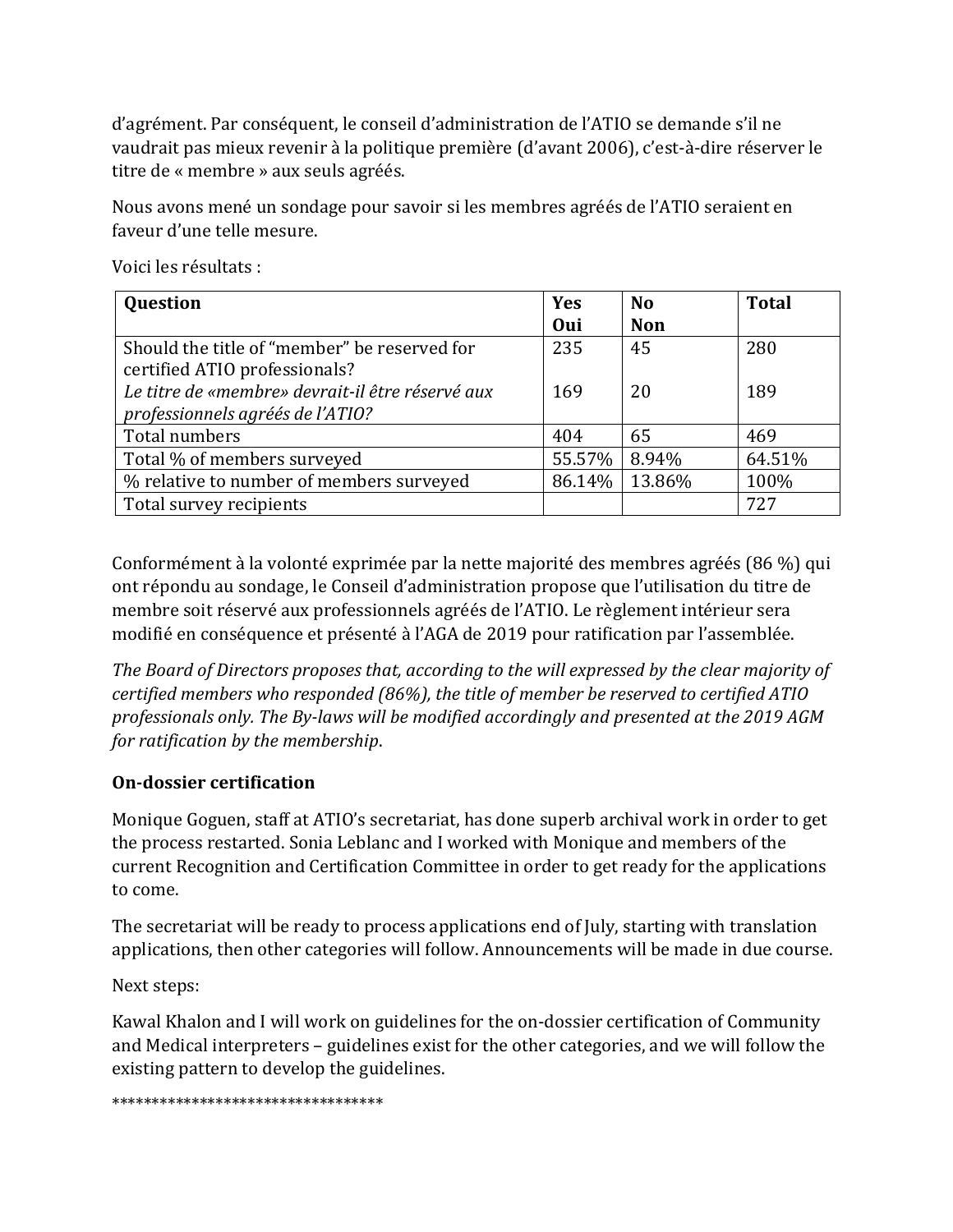d'agrément. Par conséquent, le conseil d'administration de l'ATIO se demande s'il ne vaudrait pas mieux revenir à la politique première (d'avant 2006), c'est-à-dire réserver le titre de « membre » aux seuls agréés.

Nous avons mené un sondage pour savoir si les membres agréés de l'ATIO seraient en faveur d'une telle mesure.

Voici les résultats :

| **Question** | **Yes Oui** | **No Non** | **Total** |
|---|---|---|---|
| Should the title of "member" be reserved for certified ATIO professionals? | 235 | 45 | 280 |
| *Le titre de «membre» devrait-il être réservé aux professionnels agréés de l'ATIO?* | 169 | 20 | 189 |
| Total numbers | 404 | 65 | 469 |
| Total % of members surveyed | 55.57% | 8.94% | 64.51% |
| % relative to number of members surveyed | 86.14% | 13.86% | 100% |
| Total survey recipients | | | 727 |

Conformément à la volonté exprimée par la nette majorité des membres agréés (86 %) qui ont répondu au sondage, le Conseil d'administration propose que l'utilisation du titre de membre soit réservé aux professionnels agréés de l'ATIO. Le règlement intérieur sera modifié en conséquence et présenté à l'AGA de 2019 pour ratification par l'assemblée.

*The Board of Directors proposes that, according to the will expressed by the clear majority of certified members who responded (86%), the title of member be reserved to certified ATIO professionals only. The By-laws will be modified accordingly and presented at the 2019 AGM for ratification by the membership.*

**On-dossier certification**

Monique Goguen, staff at ATIO's secretariat, has done superb archival work in order to get the process restarted. Sonia Leblanc and I worked with Monique and members of the current Recognition and Certification Committee in order to get ready for the applications to come.

The secretariat will be ready to process applications end of July, starting with translation applications, then other categories will follow. Announcements will be made in due course.

Next steps:

Kawal Khalon and I will work on guidelines for the on-dossier certification of Community and Medical interpreters – guidelines exist for the other categories, and we will follow the existing pattern to develop the guidelines.

*********************************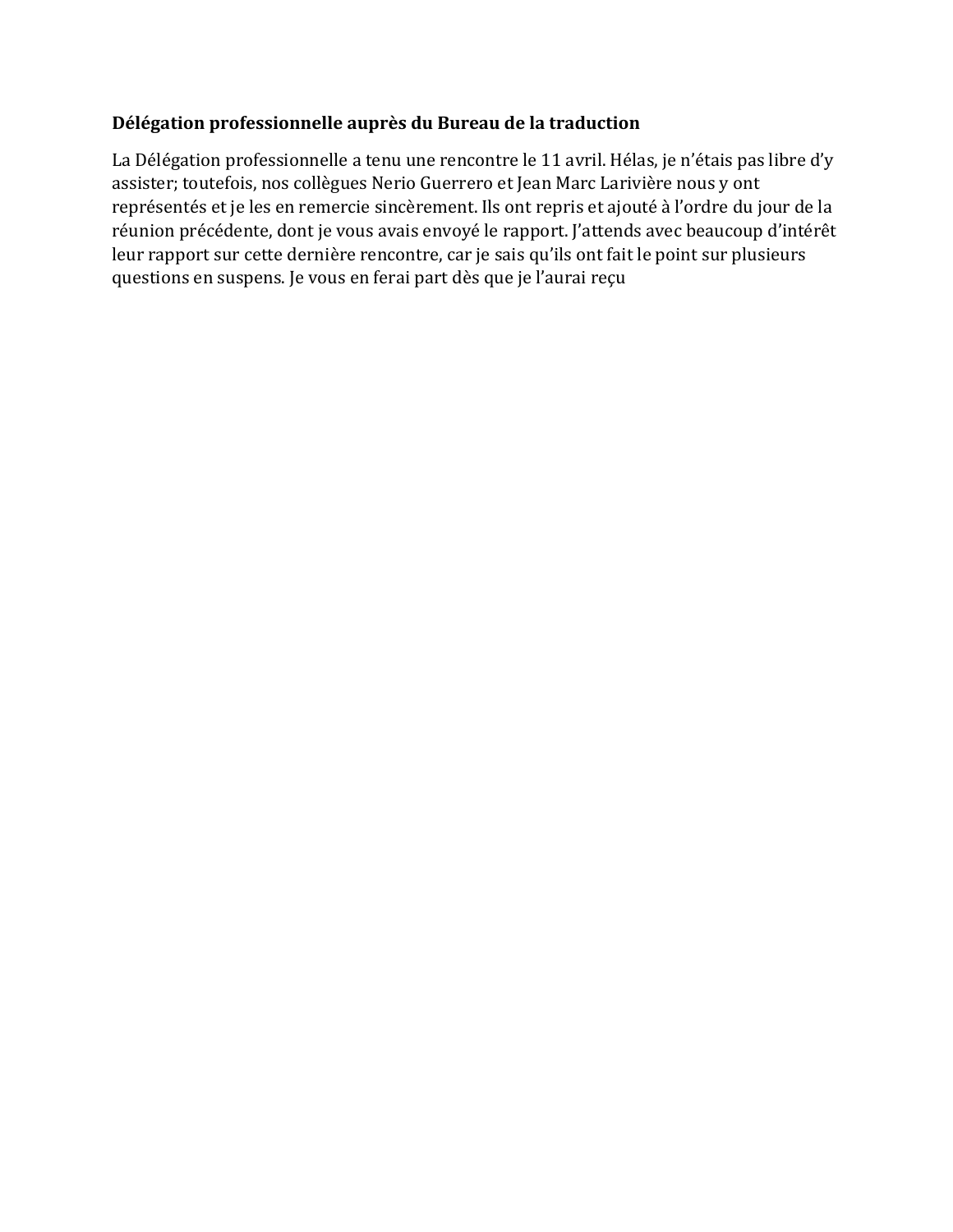**Délégation professionnelle auprès du Bureau de la traduction**

La Délégation professionnelle a tenu une rencontre le 11 avril. Hélas, je n'étais pas libre d'y assister; toutefois, nos collègues Nerio Guerrero et Jean Marc Larivière nous y ont représentés et je les en remercie sincèrement. Ils ont repris et ajouté à l'ordre du jour de la réunion précédente, dont je vous avais envoyé le rapport. J'attends avec beaucoup d'intérêt leur rapport sur cette dernière rencontre, car je sais qu'ils ont fait le point sur plusieurs questions en suspens. Je vous en ferai part dès que je l'aurai reçu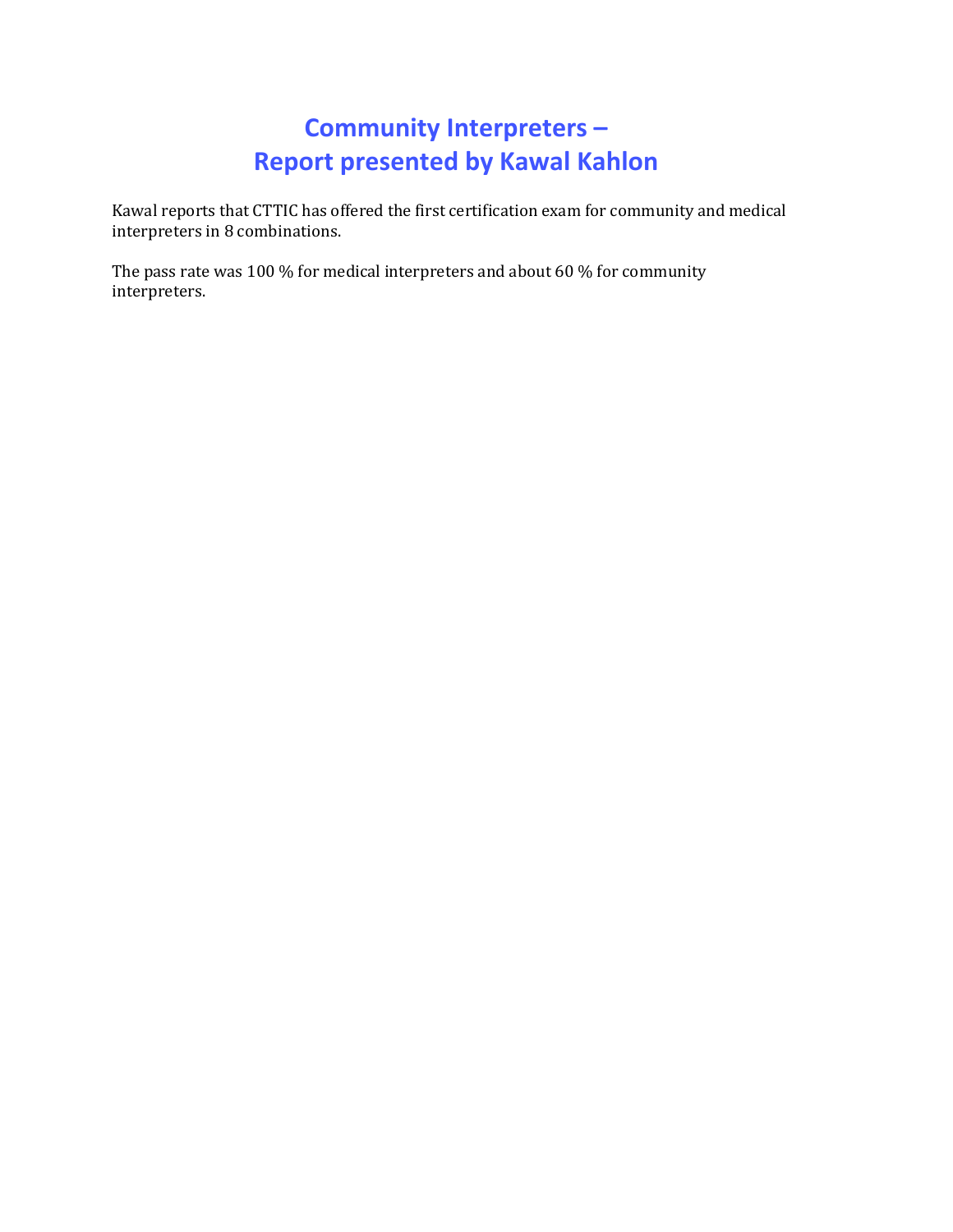# Community Interpreters – Report presented by Kawal Kahlon

Kawal reports that CTTIC has offered the first certification exam for community and medical interpreters in 8 combinations.

The pass rate was 100 % for medical interpreters and about 60 % for community interpreters.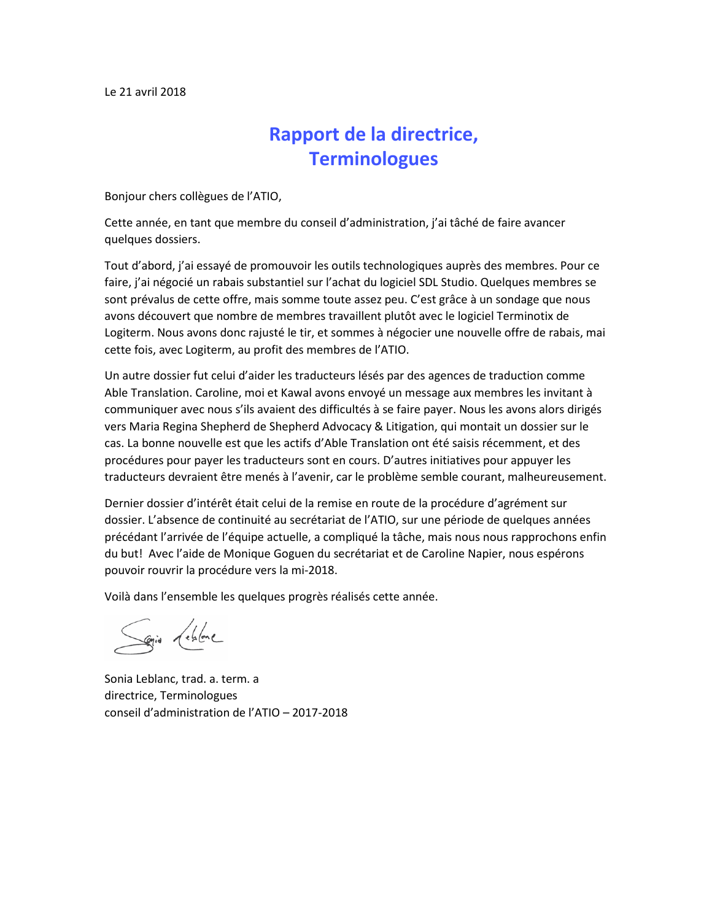Le 21 avril 2018

# Rapport de la directrice,
# Terminologues

Bonjour chers collègues de l'ATIO,

Cette année, en tant que membre du conseil d'administration, j'ai tâché de faire avancer quelques dossiers.

Tout d'abord, j'ai essayé de promouvoir les outils technologiques auprès des membres. Pour ce faire, j'ai négocié un rabais substantiel sur l'achat du logiciel SDL Studio. Quelques membres se sont prévalus de cette offre, mais somme toute assez peu. C'est grâce à un sondage que nous avons découvert que nombre de membres travaillent plutôt avec le logiciel Terminotix de Logiterm. Nous avons donc rajusté le tir, et sommes à négocier une nouvelle offre de rabais, mai cette fois, avec Logiterm, au profit des membres de l'ATIO.

Un autre dossier fut celui d'aider les traducteurs lésés par des agences de traduction comme Able Translation. Caroline, moi et Kawal avons envoyé un message aux membres les invitant à communiquer avec nous s'ils avaient des difficultés à se faire payer. Nous les avons alors dirigés vers Maria Regina Shepherd de Shepherd Advocacy & Litigation, qui montait un dossier sur le cas. La bonne nouvelle est que les actifs d'Able Translation ont été saisis récemment, et des procédures pour payer les traducteurs sont en cours. D'autres initiatives pour appuyer les traducteurs devraient être menés à l'avenir, car le problème semble courant, malheureusement.

Dernier dossier d'intérêt était celui de la remise en route de la procédure d'agrément sur dossier. L'absence de continuité au secrétariat de l'ATIO, sur une période de quelques années précédant l'arrivée de l'équipe actuelle, a compliqué la tâche, mais nous nous rapprochons enfin du but! Avec l'aide de Monique Goguen du secrétariat et de Caroline Napier, nous espérons pouvoir rouvrir la procédure vers la mi-2018.

Voilà dans l'ensemble les quelques progrès réalisés cette année.

Sonia Leblanc, trad. a. term. a
directrice, Terminologues
conseil d'administration de l'ATIO – 2017-2018